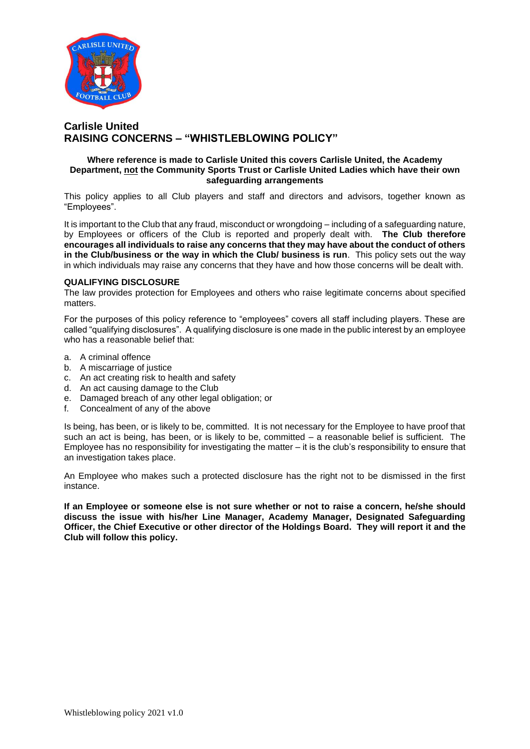# Carlisle United
# RAISING CONCERNS – "WHISTLEBLOWING POLICY"

**Where reference is made to Carlisle United this covers Carlisle United, the Academy Department, not the Community Sports Trust or Carlisle United Ladies which have their own safeguarding arrangements**

This policy applies to all Club players and staff and directors and advisors, together known as "Employees".

It is important to the Club that any fraud, misconduct or wrongdoing – including of a safeguarding nature, by Employees or officers of the Club is reported and properly dealt with. **The Club therefore encourages all individuals to raise any concerns that they may have about the conduct of others in the Club/business or the way in which the Club/ business is run**. This policy sets out the way in which individuals may raise any concerns that they have and how those concerns will be dealt with.

**QUALIFYING DISCLOSURE**

The law provides protection for Employees and others who raise legitimate concerns about specified matters.

For the purposes of this policy reference to "employees" covers all staff including players. These are called "qualifying disclosures". A qualifying disclosure is one made in the public interest by an employee who has a reasonable belief that:

a. A criminal offence
b. A miscarriage of justice
c. An act creating risk to health and safety
d. An act causing damage to the Club
e. Damaged breach of any other legal obligation; or
f. Concealment of any of the above

Is being, has been, or is likely to be, committed. It is not necessary for the Employee to have proof that such an act is being, has been, or is likely to be, committed – a reasonable belief is sufficient. The Employee has no responsibility for investigating the matter – it is the club's responsibility to ensure that an investigation takes place.

An Employee who makes such a protected disclosure has the right not to be dismissed in the first instance.

**If an Employee or someone else is not sure whether or not to raise a concern, he/she should discuss the issue with his/her Line Manager, Academy Manager, Designated Safeguarding Officer, the Chief Executive or other director of the Holdings Board. They will report it and the Club will follow this policy.**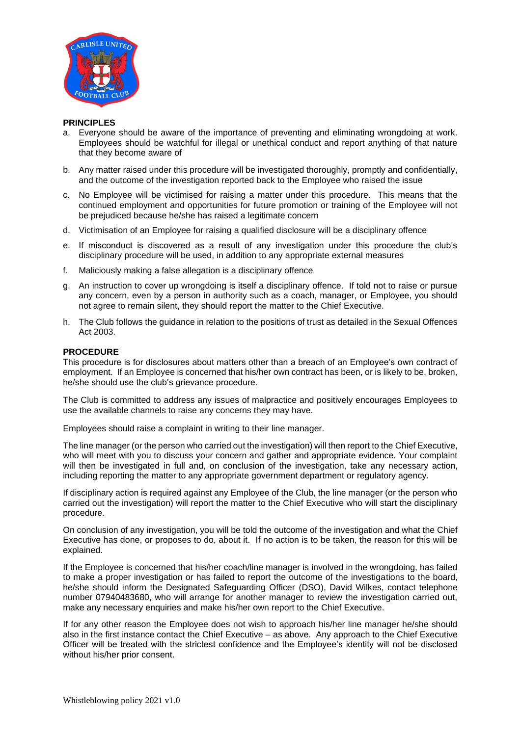**PRINCIPLES**

a. Everyone should be aware of the importance of preventing and eliminating wrongdoing at work. Employees should be watchful for illegal or unethical conduct and report anything of that nature that they become aware of

b. Any matter raised under this procedure will be investigated thoroughly, promptly and confidentially, and the outcome of the investigation reported back to the Employee who raised the issue

c. No Employee will be victimised for raising a matter under this procedure. This means that the continued employment and opportunities for future promotion or training of the Employee will not be prejudiced because he/she has raised a legitimate concern

d. Victimisation of an Employee for raising a qualified disclosure will be a disciplinary offence

e. If misconduct is discovered as a result of any investigation under this procedure the club's disciplinary procedure will be used, in addition to any appropriate external measures

f. Maliciously making a false allegation is a disciplinary offence

g. An instruction to cover up wrongdoing is itself a disciplinary offence. If told not to raise or pursue any concern, even by a person in authority such as a coach, manager, or Employee, you should not agree to remain silent, they should report the matter to the Chief Executive.

h. The Club follows the guidance in relation to the positions of trust as detailed in the Sexual Offences Act 2003.

**PROCEDURE**

This procedure is for disclosures about matters other than a breach of an Employee's own contract of employment. If an Employee is concerned that his/her own contract has been, or is likely to be, broken, he/she should use the club's grievance procedure.

The Club is committed to address any issues of malpractice and positively encourages Employees to use the available channels to raise any concerns they may have.

Employees should raise a complaint in writing to their line manager.

The line manager (or the person who carried out the investigation) will then report to the Chief Executive, who will meet with you to discuss your concern and gather and appropriate evidence. Your complaint will then be investigated in full and, on conclusion of the investigation, take any necessary action, including reporting the matter to any appropriate government department or regulatory agency.

If disciplinary action is required against any Employee of the Club, the line manager (or the person who carried out the investigation) will report the matter to the Chief Executive who will start the disciplinary procedure.

On conclusion of any investigation, you will be told the outcome of the investigation and what the Chief Executive has done, or proposes to do, about it. If no action is to be taken, the reason for this will be explained.

If the Employee is concerned that his/her coach/line manager is involved in the wrongdoing, has failed to make a proper investigation or has failed to report the outcome of the investigations to the board, he/she should inform the Designated Safeguarding Officer (DSO), David Wilkes, contact telephone number 07940483680, who will arrange for another manager to review the investigation carried out, make any necessary enquiries and make his/her own report to the Chief Executive.

If for any other reason the Employee does not wish to approach his/her line manager he/she should also in the first instance contact the Chief Executive – as above. Any approach to the Chief Executive Officer will be treated with the strictest confidence and the Employee's identity will not be disclosed without his/her prior consent.

Whistleblowing policy 2021 v1.0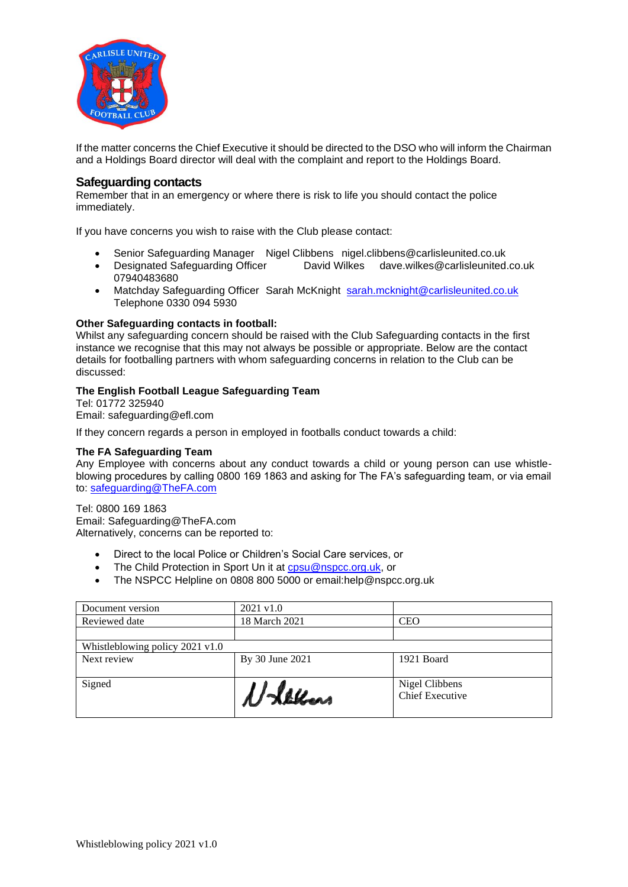If the matter concerns the Chief Executive it should be directed to the DSO who will inform the Chairman and a Holdings Board director will deal with the complaint and report to the Holdings Board.

## Safeguarding contacts

Remember that in an emergency or where there is risk to life you should contact the police immediately.

If you have concerns you wish to raise with the Club please contact:

- Senior Safeguarding Manager Nigel Clibbens nigel.clibbens@carlisleunited.co.uk
- Designated Safeguarding Officer David Wilkes dave.wilkes@carlisleunited.co.uk 07940483680
- Matchday Safeguarding Officer Sarah McKnight sarah.mcknight@carlisleunited.co.uk Telephone 0330 094 5930

**Other Safeguarding contacts in football:**
Whilst any safeguarding concern should be raised with the Club Safeguarding contacts in the first instance we recognise that this may not always be possible or appropriate. Below are the contact details for footballing partners with whom safeguarding concerns in relation to the Club can be discussed:

**The English Football League Safeguarding Team**
Tel: 01772 325940
Email: safeguarding@efl.com

If they concern regards a person in employed in footballs conduct towards a child:

**The FA Safeguarding Team**
Any Employee with concerns about any conduct towards a child or young person can use whistle-blowing procedures by calling 0800 169 1863 and asking for The FA's safeguarding team, or via email to: safeguarding@TheFA.com

Tel: 0800 169 1863
Email: Safeguarding@TheFA.com
Alternatively, concerns can be reported to:

- Direct to the local Police or Children's Social Care services, or
- The Child Protection in Sport Un it at cpsu@nspcc.org.uk, or
- The NSPCC Helpline on 0808 800 5000 or email:help@nspcc.org.uk

| | | |
|---|---|---|
| Document version | 2021 v1.0 | |
| Reviewed date | 18 March 2021 | CEO |
| | | |
| Whistleblowing policy 2021 v1.0 | | |
| Next review | By 30 June 2021 | 1921 Board |
| Signed | N Clibbens | Nigel Clibbens<br>Chief Executive |